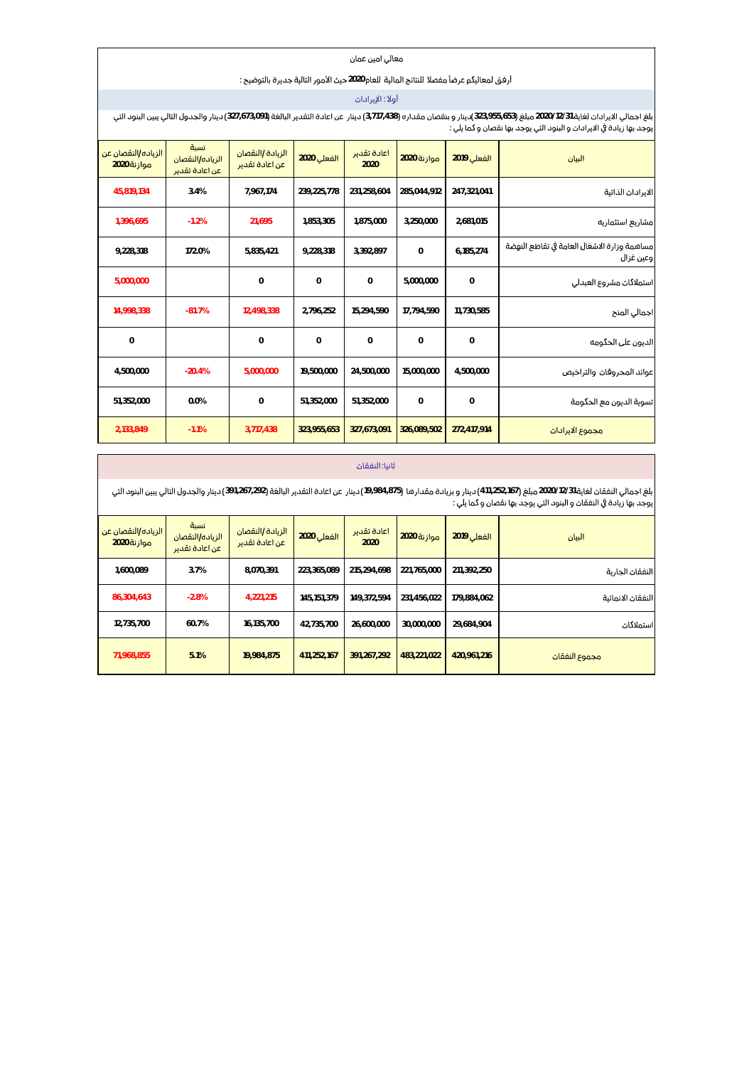معالي امين عمان

أرفق لمعاليكم عرضاً مفصلا للنتائج المالية للعام **2020** حيث الأمور التالية جديرة بالتوضيح :

## أولا : الإيرادات

بلغ اجمالي الايرادات لغاية **2020/12/31** مبلغ (**323,955,653**)دينار و بنقصان مقداره (**3,717,438**) دينار عن اعادة التقدير البالغة (**327,673,091**) دينار والجدول التالي يبين البنود التي يوجد بها زيادة في الايرادات و البنود التي يوجد بها نقصان و كما يلي :

| البيان | الفعلي 2019 | موازنة 2020 | اعادة تقدير 2020 | الفعلي 2020 | الزيادة /النقصان عن اعادة تقدير | نسبة الزياده/النقصان عن اعادة تقدير | الزياده/النقصان عن موازنة 2020 |
|---|---|---|---|---|---|---|---|
| الايرادات الذاتية | 247,321,041 | 285,044,912 | 231,258,604 | 239,225,778 | 7,967,174 | 3.4% | 45,819,134 |
| مشاريع استثماريه | 2,681,015 | 3,250,000 | 1,875,000 | 1,853,305 | 21,695 | -1.2% | 1,396,695 |
| مساهمة وزارة الاشغال العامة في تقاطع النهضة وعين غزال | 6,185,274 | 0 | 3,392,897 | 9,228,318 | 5,835,421 | 172.0% | 9,228,318 |
| استملاكات مشروع العبدلي | 0 | 5,000,000 | 0 | 0 | 0 | | 5,000,000 |
| اجمالي المنح | 11,730,585 | 17,794,590 | 15,294,590 | 2,796,252 | 12,498,338 | -81.7% | 14,998,338 |
| الديون على الحكومه | 0 | 0 | 0 | 0 | 0 | | 0 |
| عوائد المحروقات والتراخيص | 4,500,000 | 15,000,000 | 24,500,000 | 19,500,000 | 5,000,000 | -20.4% | 4,500,000 |
| تسوية الديون مع الحكومة | 0 | 0 | 51,352,000 | 51,352,000 | 0 | 0.0% | 51,352,000 |
| مجموع الايرادات | 272,417,914 | 326,089,502 | 327,673,091 | 323,955,653 | 3,717,438 | -1.1% | 2,133,849 |

## ثانيا: النفقات

بلغ اجمالي النفقات لغاية **2020/12/31** مبلغ (**411,252,167**) دينار و بزيادة مقدارها (**19,984,875**) دينار عن اعادة التقدير البالغة (**391,267,292**) دينار والجدول التالي يبين البنود التي يوجد بها زيادة في النفقات و البنود التي يوجد بها نقصان و كما يلي :

| البيان | الفعلي 2019 | موازنة 2020 | اعادة تقدير 2020 | الفعلي 2020 | الزيادة /النقصان عن اعادة تقدير | نسبة الزياده/النقصان عن اعادة تقدير | الزياده/النقصان عن موازنة 2020 |
|---|---|---|---|---|---|---|---|
| النفقات الجارية | 211,392,250 | 221,765,000 | 215,294,698 | 223,365,089 | 8,070,391 | 3.7% | 1,600,089 |
| النفقات الانمائية | 179,884,062 | 231,456,022 | 149,372,594 | 145,151,379 | 4,221,215 | -2.8% | 86,304,643 |
| استملاكات | 29,684,904 | 30,000,000 | 26,600,000 | 42,735,700 | 16,135,700 | 60.7% | 12,735,700 |
| مجموع النفقات | 420,961,216 | 483,221,022 | 391,267,292 | 411,252,167 | 19,984,875 | 5.1% | 71,968,855 |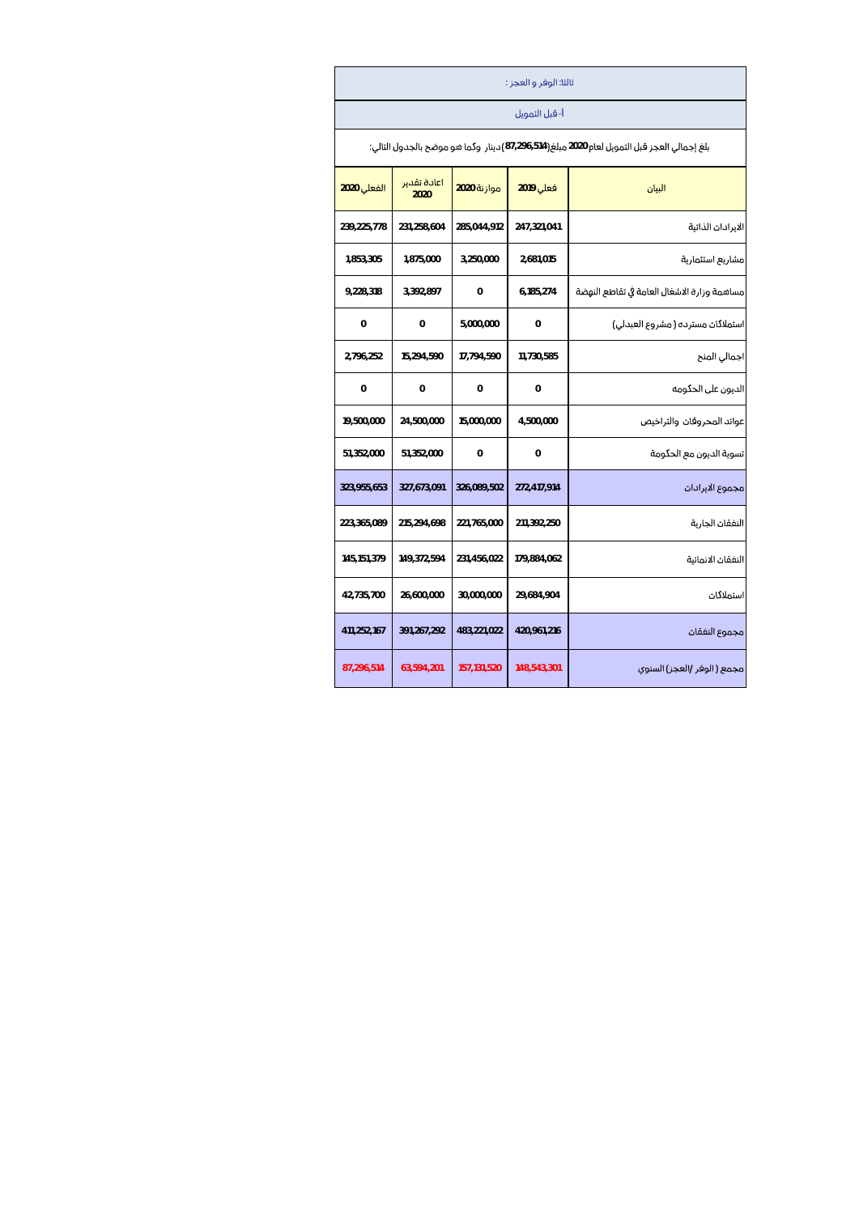## ثالثا: الوفر و العجز :

### أ- قبل التمويل

بلغ إجمالي العجز قبل التمويل لعام **2020** مبلغ(**87,296,514**) دينار وكما هو موضح بالجدول التالي:

| البيان | فعلي **2019** | موازنة **2020** | اعادة تقدير **2020** | الفعلي **2020** |
|---|---|---|---|---|
| الايرادات الذاتية | 247,321,041 | 285,044,912 | 231,258,604 | 239,225,778 |
| مشاريع استثمارية | 2,681,015 | 3,250,000 | 1,875,000 | 1,853,305 |
| مساهمة وزارة الاشغال العامة في تقاطع النهضة | 6,185,274 | 0 | 3,392,897 | 9,228,318 |
| استملاكات مسترده ( مشروع العبدلي) | 0 | 5,000,000 | 0 | 0 |
| اجمالي المنح | 11,730,585 | 17,794,590 | 15,294,590 | 2,796,252 |
| الديون على الحكومه | 0 | 0 | 0 | 0 |
| عوائد المحروقات والتراخيص | 4,500,000 | 15,000,000 | 24,500,000 | 19,500,000 |
| تسوية الديون مع الحكومة | 0 | 0 | 51,352,000 | 51,352,000 |
| مجموع الإيرادات | 272,417,914 | 326,089,502 | 327,673,091 | 323,955,653 |
| النفقات الجارية | 211,392,250 | 221,765,000 | 215,294,698 | 223,365,089 |
| النفقات الانمائية | 179,884,062 | 231,456,022 | 149,372,594 | 145,151,379 |
| استملاكات | 29,684,904 | 30,000,000 | 26,600,000 | 42,735,700 |
| مجموع النفقات | 420,961,216 | 483,221,022 | 391,267,292 | 411,252,167 |
| مجمع ( الوفر /العجز) السنوي | 148,543,301 | 157,131,520 | 63,594,201 | 87,296,514 |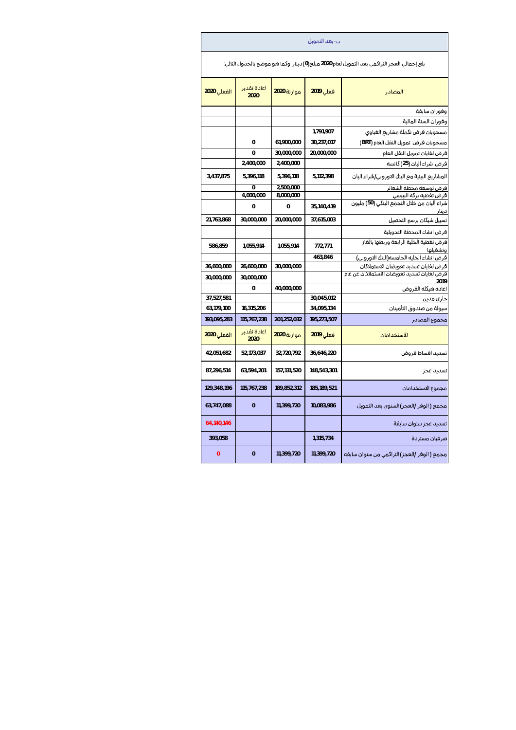## ب- بعد التمويل

بلغ إجمالي العجز التراكمي بعد التمويل لعام **2020** مبلغ(**0**)دينار وكما هو موضح بالجدول التالي:

| المصادر | فعلي 2019 | موازنة 2020 | اعادة تقدير 2020 | الفعلي 2020 |
|---|---|---|---|---|
| وفورات سابقة | | | | |
| وفورات السنة المالية | | | | |
| مسحوبات قرض تكملة مشاريع الغباوي | 1,791,907 | | | |
| مسحوبات قرض تمويل النقل العام (BRT) | 30,237,017 | 61,900,000 | 0 | |
| قرض لغايات تمويل النقل العام | 20,000,000 | 30,000,000 | 0 | |
| قرض شراء اليات (25) كانسه | | 2,400,000 | 2,400,000 | |
| المشاريع البينية مع البنك الاوروبي/شراء اليات | 5,112,398 | 5,396,118 | 5,396,118 | 3,437,875 |
| قرض توسعه محطه الشعائر | | 2,500,000 | 0 | |
| قرض تغطيه بركه البيبسي | | 8,000,000 | 4,000,000 | |
| شراء اليات من خلال التجمع البنكي (50) مليون دينار | 35,140,419 | 0 | 0 | |
| تسييل شيكات برسم التحصيل | 37,615,003 | 20,000,000 | 30,000,000 | 21,763,868 |
| قرض انشاء المحطة التحويلية | | | | |
| قرض تغطية الخلية الرابعة وربطها بالغاز وتشغيلها | 772,771 | 1,055,914 | 1,055,914 | 586,859 |
| قرض انشاء الخليه الخامسه(البنك الاوروبي) | 463,846 | | | |
| قرض لغايات تسديد تعويضات الاستملاكات | | 30,000,000 | 26,600,000 | 36,600,000 |
| قرض لغايات تسديد تعويضات الاستملاكات عن عام 2019 | | | 30,000,000 | 30,000,000 |
| اعاده هيكله القروض | | 40,000,000 | 0 | |
| جاري مدين | 30,045,012 | | | 37,527,581 |
| سيولة من صندوق التأمينات | 34,095,134 | | 16,315,206 | 63,179,100 |
| مجموع المصادر | 195,273,507 | 201,252,032 | 115,767,238 | 193,095,283 |
| **الاستخدامات** | **فعلي 2019** | **موازنة 2020** | **اعادة تقدير 2020** | **الفعلي 2020** |
| تسديد اقساط قروض | 36,646,220 | 32,720,792 | 52,173,037 | 42,051,682 |
| تسديد عجز | 148,543,301 | 157,131,520 | 63,594,201 | 87,296,514 |
| مجموع الاستخدامات | 185,189,521 | 189,852,312 | 115,767,238 | 129,348,196 |
| مجمع ( الوفر /العجز) السنوي بعد التمويل | 10,083,986 | 11,399,720 | 0 | 63,747,088 |
| تسديد عجز سنوات سابقة | | | | 64,140,146 |
| صرفيات مستردة | 1,315,734 | | | 393,058 |
| مجمع ( الوفر /العجز) التراكمي من سنوات سابقه | 11,399,720 | 11,399,720 | 0 | 0 |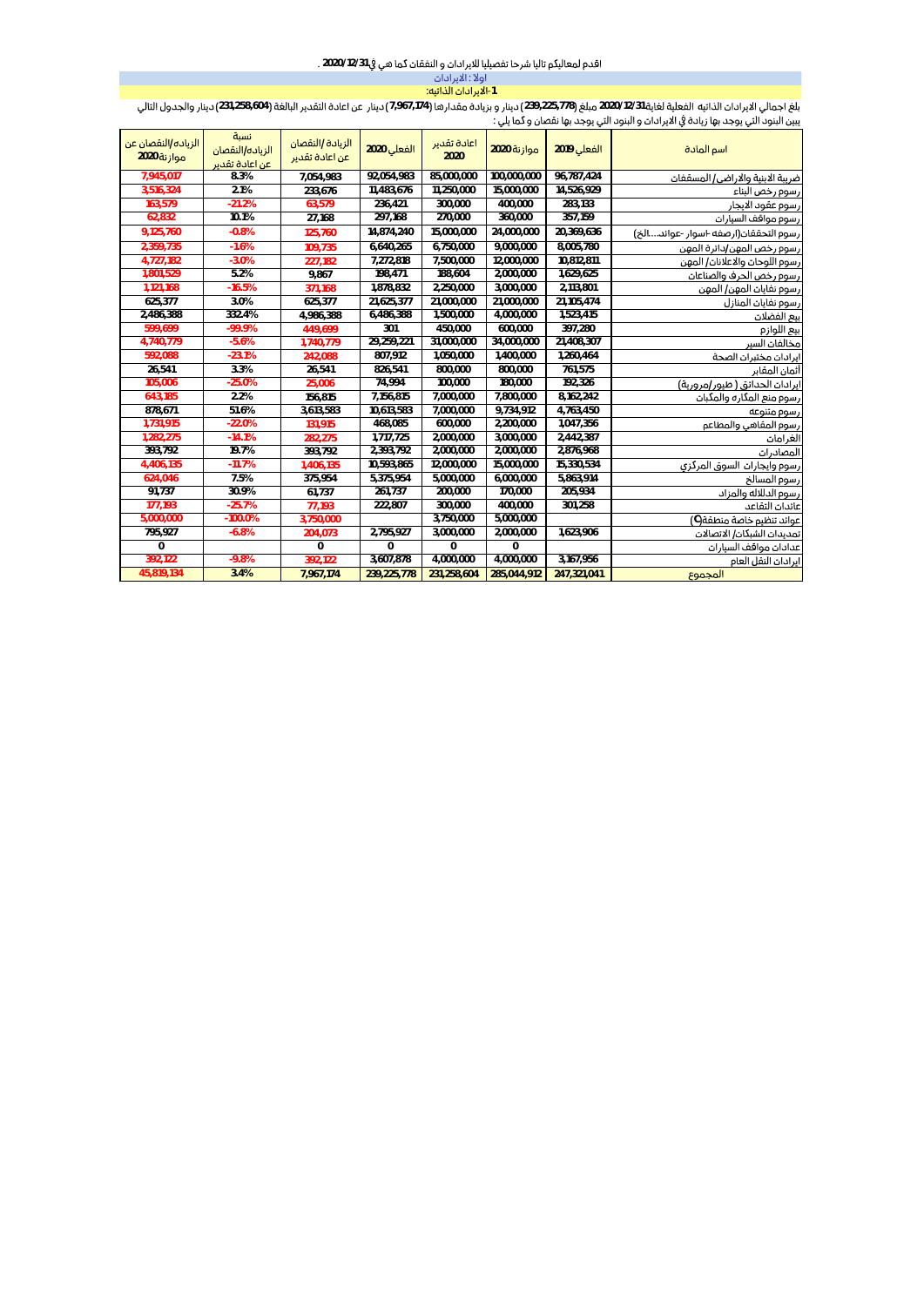اقدم لمعاليكم تاليا شرحا تفصيليا للايرادات و النفقات كما هي في **2020/12/31** .

اولا : الايرادات

**1-الايرادات الذاتية:**

بلغ اجمالي الايرادات الذاتيه الفعلية لغاية**2020/12/31** مبلغ (**239,225,778**) دينار و بزيادة مقدارها (**7,967,174**) دينار عن اعادة التقدير البالغة (**231,258,604**) دينار والجدول التالي يبين البنود التي يوجد بها زيادة في الايرادات و البنود التي يوجد بها نقصان و كما يلي :

| اسم المادة | الفعلي 2019 | موازنة 2020 | اعادة تقدير 2020 | الفعلي 2020 | الزيادة /النقصان عن اعادة تقدير | نسبة الزياده/النقصان عن اعادة تقدير | الزياده/النقصان عن موازنة2020 |
|---|---|---|---|---|---|---|---|
| ضريبة الابنية والاراضي/ المسقفات | 96,787,424 | 100,000,000 | 85,000,000 | 92,054,983 | 7,054,983 | 8.3% | 7,945,017 |
| رسوم رخص البناء | 14,526,929 | 15,000,000 | 11,250,000 | 11,483,676 | 233,676 | 2.1% | 3,516,324 |
| رسوم عقود الايجار | 283,133 | 400,000 | 300,000 | 236,421 | 63,579 | -21.2% | 163,579 |
| رسوم مواقف السيارات | 357,159 | 360,000 | 270,000 | 297,168 | 27,168 | 10.1% | 62,832 |
| رسوم التحققات(ارصفه -اسوار -عوائد....الخ) | 20,369,636 | 24,000,000 | 15,000,000 | 14,874,240 | 125,760 | -0.8% | 9,125,760 |
| رسوم رخص المهن/دائرة المهن | 8,005,780 | 9,000,000 | 6,750,000 | 6,640,265 | 109,735 | -1.6% | 2,359,735 |
| رسوم اللوحات والاعلانات/ المهن | 10,812,811 | 12,000,000 | 7,500,000 | 7,272,818 | 227,182 | -3.0% | 4,727,182 |
| رسوم رخص الحرف والصناعات | 1,629,625 | 2,000,000 | 188,604 | 198,471 | 9,867 | 5.2% | 1,801,529 |
| رسوم نفايات المهن/ المهن | 2,113,801 | 3,000,000 | 2,250,000 | 1,878,832 | 371,168 | -16.5% | 1,121,168 |
| رسوم نفايات المنازل | 21,105,474 | 21,000,000 | 21,000,000 | 21,625,377 | 625,377 | 3.0% | 625,377 |
| بيع الفضلات | 1,523,415 | 4,000,000 | 1,500,000 | 6,486,388 | 4,986,388 | 332.4% | 2,486,388 |
| بيع اللوازم | 397,280 | 600,000 | 450,000 | 301 | 449,699 | -99.9% | 599,699 |
| مخالفات السير | 21,408,307 | 34,000,000 | 31,000,000 | 29,259,221 | 1,740,779 | -5.6% | 4,740,779 |
| ايرادات مختبرات الصحة | 1,260,464 | 1,400,000 | 1,050,000 | 807,912 | 242,088 | -23.1% | 592,088 |
| أثمان المقابر | 761,575 | 800,000 | 800,000 | 826,541 | 26,541 | 3.3% | 26,541 |
| ايرادات الحدائق ( طيور/مرورية) | 192,326 | 180,000 | 100,000 | 74,994 | 25,006 | -25.0% | 105,006 |
| رسوم منع المكاره والمكبات | 8,162,242 | 7,800,000 | 7,000,000 | 7,156,815 | 156,815 | 2.2% | 643,185 |
| رسوم متنوعه | 4,763,450 | 9,734,912 | 7,000,000 | 10,613,583 | 3,613,583 | 51.6% | 878,671 |
| رسوم المقاهي والمطاعم | 1,047,356 | 2,200,000 | 600,000 | 468,085 | 131,915 | -22.0% | 1,731,915 |
| الغرامات | 2,442,387 | 3,000,000 | 2,000,000 | 1,717,725 | 282,275 | -14.1% | 1,282,275 |
| المصادرات | 2,876,968 | 2,000,000 | 2,000,000 | 2,393,792 | 393,792 | 19.7% | 393,792 |
| رسوم وايجارات السوق المركزي | 15,330,534 | 15,000,000 | 12,000,000 | 10,593,865 | 1,406,135 | -11.7% | 4,406,135 |
| رسوم المسالخ | 5,863,914 | 6,000,000 | 5,000,000 | 5,375,954 | 375,954 | 7.5% | 624,046 |
| رسوم الدلالة والمزاد | 205,934 | 170,000 | 200,000 | 261,737 | 61,737 | 30.9% | 91,737 |
| عائدات التقاعد | 301,258 | 400,000 | 300,000 | 222,807 | 77,193 | -25.7% | 177,193 |
| عوائد تنظيم خاصة منطقة(9) | | 5,000,000 | 3,750,000 | | 3,750,000 | -100.0% | 5,000,000 |
| تمديدات الشبكات/ الاتصالات | 1,623,906 | 2,000,000 | 3,000,000 | 2,795,927 | 204,073 | -6.8% | 795,927 |
| عدادات مواقف السيارات | | 0 | 0 | 0 | 0 | | 0 |
| ايرادات النقل العام | 3,167,956 | 4,000,000 | 4,000,000 | 3,607,878 | 392,122 | -9.8% | 392,122 |
| المجموع | 247,321,041 | 285,044,912 | 231,258,604 | 239,225,778 | 7,967,174 | 3.4% | 45,819,134 |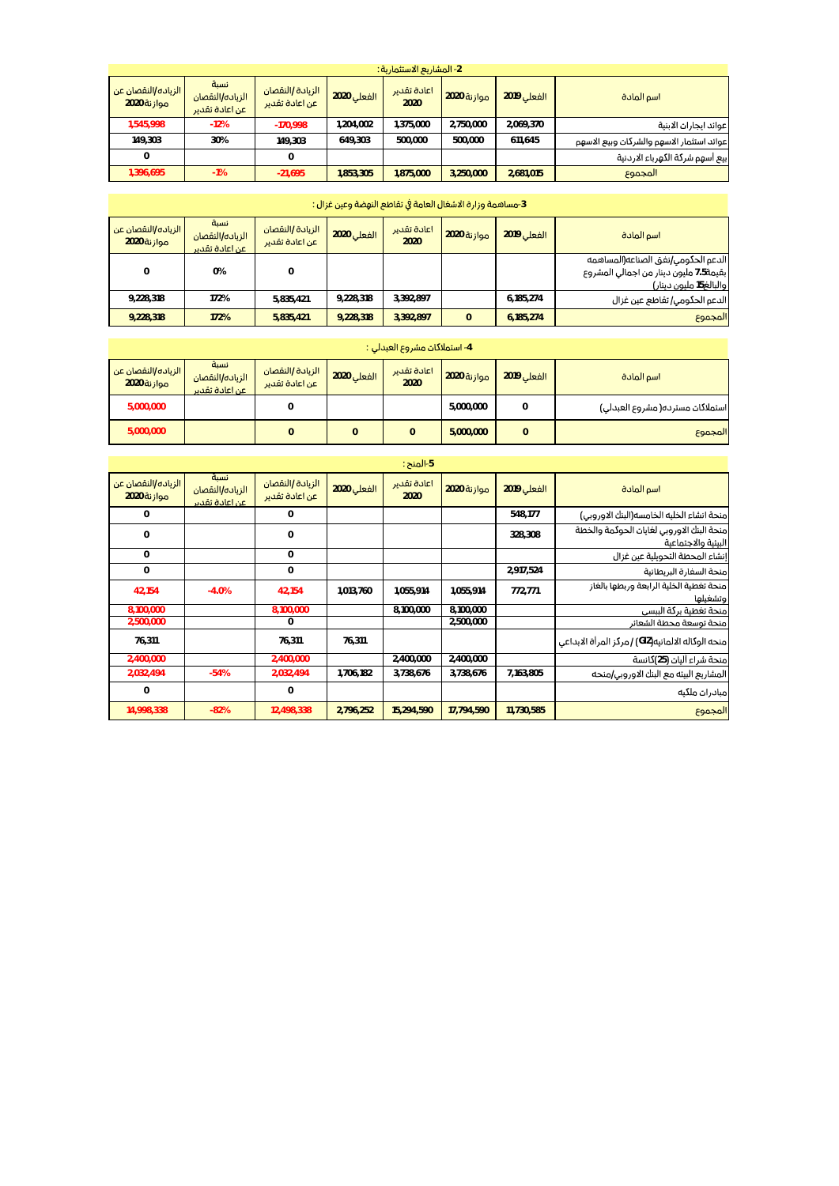## 2- المشاريع الاستثمارية :

| اسم المادة | الفعلي 2019 | موازنة 2020 | اعادة تقدير 2020 | الفعلي 2020 | الزيادة /النقصان عن اعادة تقدير | نسبة الزيادة/النقصان عن اعادة تقدير | الزياده/النقصان عن موازنة 2020 |
|---|---|---|---|---|---|---|---|
| عوائد ايجارات الابنية | 2,069,370 | 2,750,000 | 1,375,000 | 1,204,002 | -170,998 | -12% | 1,545,998 |
| عوائد استثمار الاسهم والشركات وبيع الاسهم | 611,645 | 500,000 | 500,000 | 649,303 | 149,303 | 30% | 149,303 |
| بيع أسهم شركة الكهرباء الاردنية | | | | | 0 | | 0 |
| المجموع | 2,681,015 | 3,250,000 | 1,875,000 | 1,853,305 | -21,695 | -1% | 1,396,695 |

## 3-مساهمة وزارة الاشغال العامة في تقاطع النهضة وعين غزال :

| اسم المادة | الفعلي 2019 | موازنة 2020 | اعادة تقدير 2020 | الفعلي 2020 | الزيادة /النقصان عن اعادة تقدير | نسبة الزيادة/النقصان عن اعادة تقدير | الزياده/النقصان عن موازنة 2020 |
|---|---|---|---|---|---|---|---|
| الدعم الحكومي/نفق الصناعه(المساهمه بقيمة7.5 مليون دينار من اجمالي المشروع والبالغ15 مليون دينار) | | | | | 0 | 0% | 0 |
| الدعم الحكومي/ تقاطع عين غزال | 6,185,274 | | 3,392,897 | 9,228,318 | 5,835,421 | 172% | 9,228,318 |
| المجموع | 6,185,274 | 0 | 3,392,897 | 9,228,318 | 5,835,421 | 172% | 9,228,318 |

## 4- استملاكات مشروع العبدلي :

| اسم المادة | الفعلي 2019 | موازنة 2020 | اعادة تقدير 2020 | الفعلي 2020 | الزيادة /النقصان عن اعادة تقدير | نسبة الزيادة/النقصان عن اعادة تقدير | الزياده/النقصان عن موازنة 2020 |
|---|---|---|---|---|---|---|---|
| استملاكات مسترده( مشروع العبدلي) | 0 | 5,000,000 | | | 0 | | 5,000,000 |
| المجموع | 0 | 5,000,000 | 0 | 0 | 0 | | 5,000,000 |

## 5-المنح :

| اسم المادة | الفعلي 2019 | موازنة 2020 | اعادة تقدير 2020 | الفعلي 2020 | الزيادة /النقصان عن اعادة تقدير | نسبة الزيادة/النقصان عن اعادة تقدير | الزياده/النقصان عن موازنة 2020 |
|---|---|---|---|---|---|---|---|
| منحة انشاء الخليه الخامسه(البنك الاوروبي) | 548,177 | | | | 0 | | 0 |
| منحة البنك الاوروبي لغايات الحوكمة والخطة البيئية والاجتماعية | 328,308 | | | | 0 | | 0 |
| إنشاء المحطة التحويلية عين غزال | | | | | 0 | | 0 |
| منحة السفارة البريطانية | 2,917,524 | | | | 0 | | 0 |
| منحة تغطية الخلية الرابعة وربطها بالغاز وتشغيلها | 772,771 | 1,055,914 | 1,055,914 | 1,013,760 | 42,154 | -4.0% | 42,154 |
| منحة تغطية بركة البيسي | | 8,100,000 | 8,100,000 | | 8,100,000 | | 8,100,000 |
| منحة توسعة محطة الشعائر | | 2,500,000 | | | 0 | | 2,500,000 |
| منحه الوكاله الالمانيه(GIZ) / مركز المرأة الابداعي | | | | 76,311 | 76,311 | | 76,311 |
| منحة شراء اليات (25)كانسة | | 2,400,000 | 2,400,000 | | 2,400,000 | | 2,400,000 |
| المشاريع البيئه مع البنك الاوروبي/منحه | 7,163,805 | 3,738,676 | 3,738,676 | 1,706,182 | 2,032,494 | -54% | 2,032,494 |
| مبادرات ملكيه | | | | | 0 | | 0 |
| المجموع | 11,730,585 | 17,794,590 | 15,294,590 | 2,796,252 | 12,498,338 | -82% | 14,998,338 |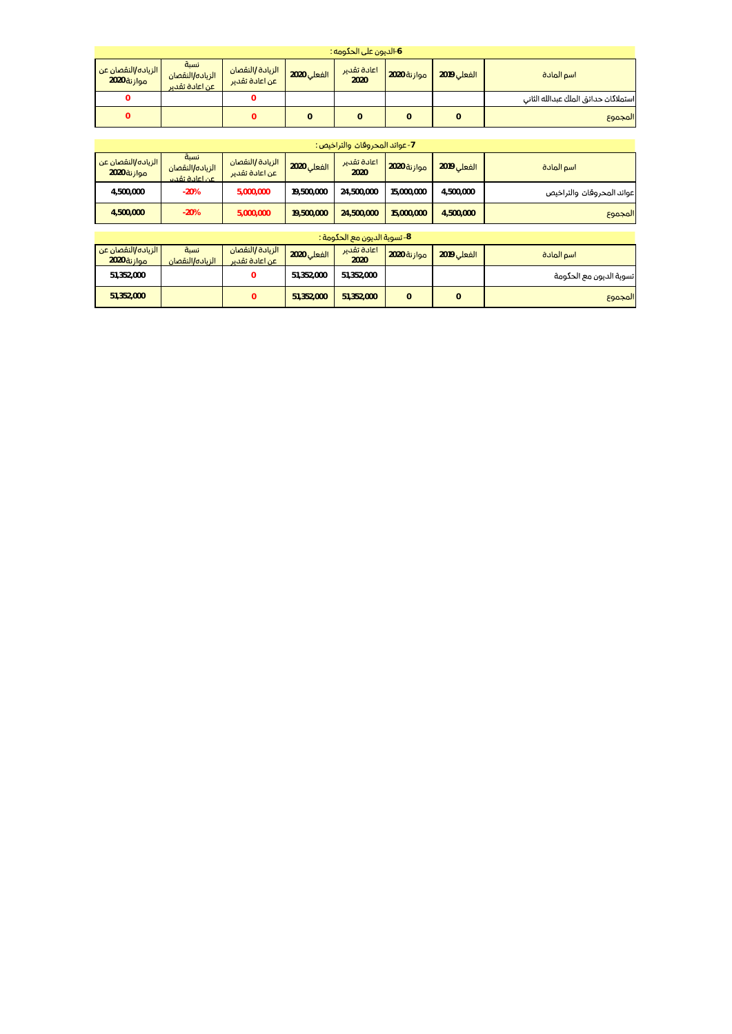### 6-الديون على الحكومه :

| اسم المادة | الفعلي 2019 | موازنة 2020 | اعادة تقدير 2020 | الفعلي 2020 | الزيادة /النقصان عن اعادة تقدير | نسبة الزياده/النقصان عن اعادة تقدير | الزياده/النقصان عن موازنة 2020 |
|---|---|---|---|---|---|---|---|
| استملاكات حدائق الملك عبدالله الثاني | | | | | 0 | | 0 |
| المجموع | 0 | 0 | 0 | 0 | 0 | | 0 |

### 7- عوائد المحروقات والتراخيص :

| اسم المادة | الفعلي 2019 | موازنة 2020 | اعادة تقدير 2020 | الفعلي 2020 | الزيادة /النقصان عن اعادة تقدير | نسبة الزياده/النقصان عن اعادة تقدير | الزياده/النقصان عن موازنة 2020 |
|---|---|---|---|---|---|---|---|
| عوائد المحروقات والتراخيص | 4,500,000 | 15,000,000 | 24,500,000 | 19,500,000 | 5,000,000 | -20% | 4,500,000 |
| المجموع | 4,500,000 | 15,000,000 | 24,500,000 | 19,500,000 | 5,000,000 | -20% | 4,500,000 |

### 8- تسوية الديون مع الحكومة :

| اسم المادة | الفعلي 2019 | موازنة 2020 | اعادة تقدير 2020 | الفعلي 2020 | الزيادة /النقصان عن اعادة تقدير | نسبة الزياده/النقصان | الزياده/النقصان عن موازنة 2020 |
|---|---|---|---|---|---|---|---|
| تسوية الديون مع الحكومة | | | 51,352,000 | 51,352,000 | 0 | | 51,352,000 |
| المجموع | 0 | 0 | 51,352,000 | 51,352,000 | 0 | | 51,352,000 |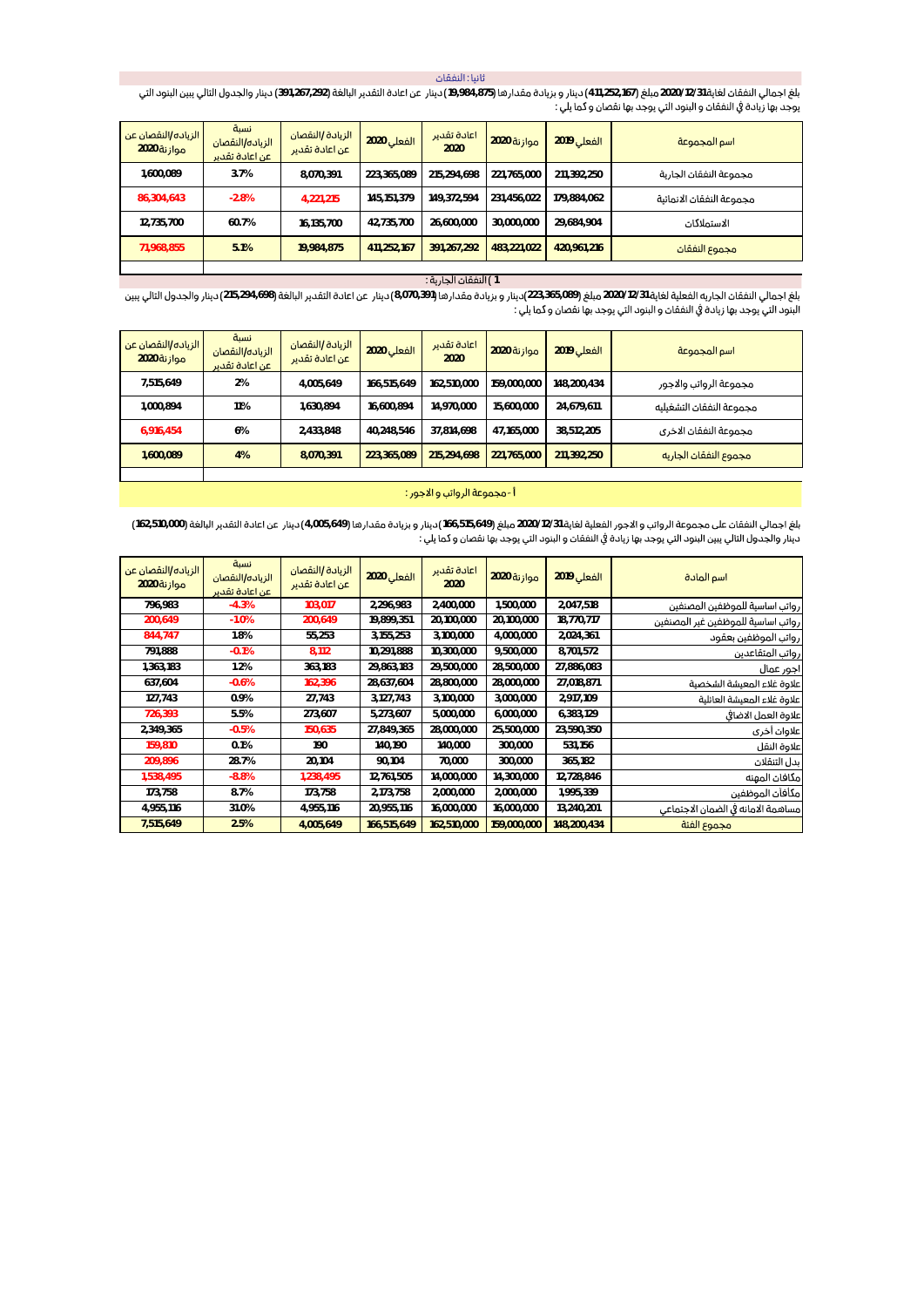## ثانيا : النفقات

بلغ اجمالي النفقات لغاية2020/12/31 مبلغ (411,252,167) دينار و بزيادة مقدارها (19,984,875) دينار عن اعادة التقدير البالغة (391,267,292) دينار والجدول التالي يبين البنود التي يوجد بها زيادة في النفقات و البنود التي يوجد بها نقصان و كما يلي :

| اسم المجموعة | الفعلي 2019 | موازنة 2020 | اعادة تقدير 2020 | الفعلي 2020 | الزيادة /النقصان عن اعادة تقدير | نسبة الزيادة/النقصان عن اعادة تقدير | الزياده/النقصان عن موازنة 2020 |
|---|---|---|---|---|---|---|---|
| مجموعة النفقات الجارية | 211,392,250 | 221,765,000 | 215,294,698 | 223,365,089 | 8,070,391 | 3.7% | 1,600,089 |
| مجموعة النفقات الانمائية | 179,884,062 | 231,456,022 | 149,372,594 | 145,151,379 | 4,221,215 | -2.8% | 86,304,643 |
| الاستملاكات | 29,684,904 | 30,000,000 | 26,600,000 | 42,735,700 | 16,135,700 | 60.7% | 12,735,700 |
| مجموع النفقات | 420,961,216 | 483,221,022 | 391,267,292 | 411,252,167 | 19,984,875 | 5.1% | 71,968,855 |

### 1 ) النفقات الجارية :

بلغ اجمالي النفقات الجاريه الفعلية لغاية2020/12/31 مبلغ (223,365,089)دينار و بزيادة مقدارها (8,070,391) دينار عن اعادة التقدير البالغة (215,294,698) دينار والجدول التالي يبين البنود التي يوجد بها زيادة في النفقات و البنود التي يوجد بها نقصان و كما يلي :

| اسم المجموعة | الفعلي 2019 | موازنة 2020 | اعادة تقدير 2020 | الفعلي 2020 | الزيادة /النقصان عن اعادة تقدير | نسبة الزيادة/النقصان عن اعادة تقدير | الزياده/النقصان عن موازنة 2020 |
|---|---|---|---|---|---|---|---|
| مجموعة الرواتب والاجور | 148,200,434 | 159,000,000 | 162,510,000 | 166,515,649 | 4,005,649 | 2% | 7,515,649 |
| مجموعة النفقات التشغيليه | 24,679,611 | 15,600,000 | 14,970,000 | 16,600,894 | 1,630,894 | 11% | 1,000,894 |
| مجموعة النفقات الاخرى | 38,512,205 | 47,165,000 | 37,814,698 | 40,248,546 | 2,433,848 | 6% | 6,916,454 |
| مجموع النفقات الجاريه | 211,392,250 | 221,765,000 | 215,294,698 | 223,365,089 | 8,070,391 | 4% | 1,600,089 |

### أ -مجموعة الرواتب و الاجور :

بلغ اجمالي النفقات على مجموعة الرواتب و الاجور الفعلية لغاية2020/12/31 مبلغ (166,515,649)دينار و بزيادة مقدارها (4,005,649) دينار عن اعادة التقدير البالغة (162,510,000) دينار والجدول التالي يبين البنود التي يوجد بها زيادة في النفقات و البنود التي يوجد بها نقصان و كما يلي :

| اسم المادة | الفعلي 2019 | موازنة 2020 | اعادة تقدير 2020 | الفعلي 2020 | الزيادة /النقصان عن اعادة تقدير | نسبة الزيادة/النقصان عن اعادة تقدير | الزياده/النقصان عن موازنة 2020 |
|---|---|---|---|---|---|---|---|
| رواتب اساسية للموظفين المصنفين | 2,047,518 | 1,500,000 | 2,400,000 | 2,296,983 | 103,017 | -4.3% | 796,983 |
| رواتب اساسية للموظفين غير المصنفين | 18,770,717 | 20,100,000 | 20,100,000 | 19,899,351 | 200,649 | -1.0% | 200,649 |
| رواتب الموظفين بعقود | 2,024,361 | 4,000,000 | 3,100,000 | 3,155,253 | 55,253 | 1.8% | 844,747 |
| رواتب المتقاعدين | 8,701,572 | 9,500,000 | 10,300,000 | 10,291,888 | 8,112 | -0.1% | 791,888 |
| اجور عمال | 27,886,083 | 28,500,000 | 29,500,000 | 29,863,183 | 363,183 | 1.2% | 1,363,183 |
| علاوة غلاء المعيشة الشخصية | 27,018,871 | 28,000,000 | 28,800,000 | 28,637,604 | 162,396 | -0.6% | 637,604 |
| علاوة غلاء المعيشة العائلية | 2,917,109 | 3,000,000 | 3,100,000 | 3,127,743 | 27,743 | 0.9% | 127,743 |
| علاوة العمل الاضافي | 6,383,129 | 6,000,000 | 5,000,000 | 5,273,607 | 273,607 | 5.5% | 726,393 |
| علاوات أخرى | 23,590,350 | 25,500,000 | 28,000,000 | 27,849,365 | 150,635 | -0.5% | 2,349,365 |
| علاوة النقل | 531,156 | 300,000 | 140,000 | 140,190 | 190 | 0.1% | 159,810 |
| بدل التنقلات | 365,182 | 300,000 | 70,000 | 90,104 | 20,104 | 28.7% | 209,896 |
| مكافات المهنه | 12,728,846 | 14,300,000 | 14,000,000 | 12,761,505 | 1,238,495 | -8.8% | 1,538,495 |
| مكافآت الموظفين | 1,995,339 | 2,000,000 | 2,000,000 | 2,173,758 | 173,758 | 8.7% | 173,758 |
| مساهمة الامانه في الضمان الاجتماعي | 13,240,201 | 16,000,000 | 16,000,000 | 20,955,116 | 4,955,116 | 31.0% | 4,955,116 |
| مجموع الفئة | 148,200,434 | 159,000,000 | 162,510,000 | 166,515,649 | 4,005,649 | 2.5% | 7,515,649 |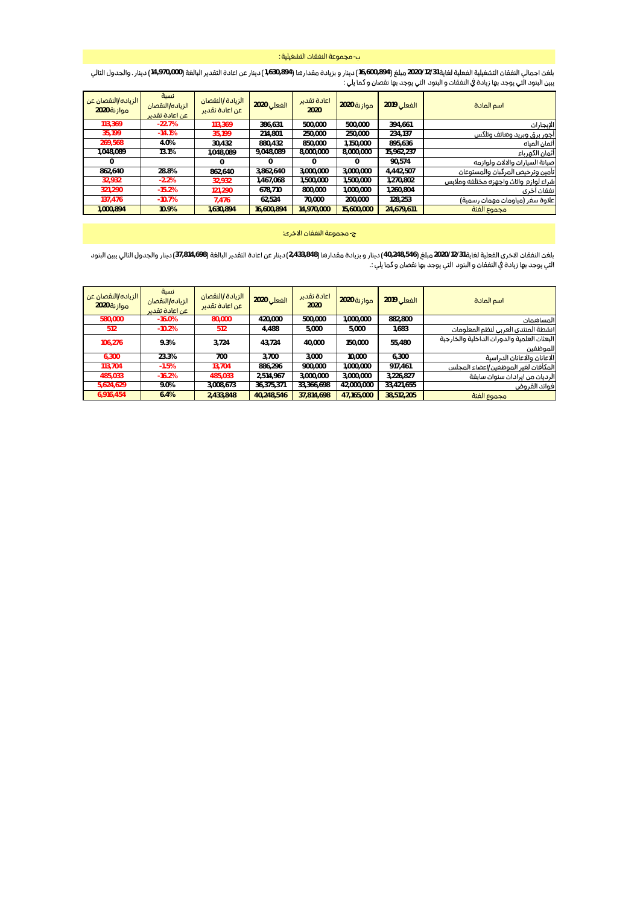## ب- مجموعة النفقات التشغيلية :

بلغت اجمالي النفقات التشغيلية الفعلية لغاية **2020/12/31** مبلغ (**16,600,894**) دينار و بزيادة مقدارها (**1,630,894**) دينار عن اعادة التقدير البالغة (**14,970,000**) دينار . والجدول التالي يبين البنود التي يوجد بها زيادة في النفقات و البنود التي يوجد بها نقصان و كما يلي :

| اسم المادة | الفعلي 2019 | موازنة 2020 | اعادة تقدير 2020 | الفعلي 2020 | الزيادة /النقصان عن اعادة تقدير | نسبة الزيادة/النقصان عن اعادة تقدير | الزيادة/النقصان عن موازنة 2020 |
|---|---|---|---|---|---|---|---|
| الإيجارات | 394,661 | 500,000 | 500,000 | 386,631 | 113,369 | -22.7% | 113,369 |
| اجور برق وبريد وهاتف وتلكس | 234,137 | 250,000 | 250,000 | 214,801 | 35,199 | -14.1% | 35,199 |
| أثمان المياه | 895,636 | 1,150,000 | 850,000 | 880,432 | 30,432 | 4.0% | 269,568 |
| أثمان الكهرباء | 15,962,237 | 8,000,000 | 8,000,000 | 9,048,089 | 1,048,089 | 13.1% | 1,048,089 |
| صيانة السيارات والالات ولوازمه | 90,574 | 0 | 0 | 0 | 0 | | 0 |
| تأمين وترخيص المركبات والمستودعات | 4,442,507 | 3,000,000 | 3,000,000 | 3,862,640 | 862,640 | 28.8% | 862,640 |
| شراء لوازم واثاث واجهزه مختلفه وملابس | 1,270,802 | 1,500,000 | 1,500,000 | 1,467,068 | 32,932 | -2.2% | 32,932 |
| نفقات أخرى | 1,260,804 | 1,000,000 | 800,000 | 678,710 | 121,290 | -15.2% | 321,290 |
| علاوة سفر (مياومات مهمات رسمية) | 128,253 | 200,000 | 70,000 | 62,524 | 7,476 | -10.7% | 137,476 |
| مجموع الفئة | 24,679,611 | 15,600,000 | 14,970,000 | 16,600,894 | 1,630,894 | 10.9% | 1,000,894 |

## ج- مجموعة النفقات الاخرى:

بلغت النفقات الاخرى الفعلية لغاية **2020/12/31** مبلغ (**40,248,546**) دينار و بزيادة مقدارها (**2,433,848**) دينار عن اعادة التقدير البالغة (**37,814,698**) دينار والجدول التالي يبين البنود التي يوجد بها زيادة في النفقات و البنود التي يوجد بها نقصان و كما يلي :.

| اسم المادة | الفعلي 2019 | موازنة 2020 | اعادة تقدير 2020 | الفعلي 2020 | الزيادة /النقصان عن اعادة تقدير | نسبة الزيادة/النقصان عن اعادة تقدير | الزيادة/النقصان عن موازنة 2020 |
|---|---|---|---|---|---|---|---|
| المساهمات | 882,800 | 1,000,000 | 500,000 | 420,000 | 80,000 | -16.0% | 580,000 |
| انشطة المنتدى العربي لنظم المعلومات | 1,683 | 5,000 | 5,000 | 4,488 | 512 | -10.2% | 512 |
| البعثات العلمية والدورات الداخلية والخارجية للموظفين | 55,480 | 150,000 | 40,000 | 43,724 | 3,724 | 9.3% | 106,276 |
| الاعانات والاعانات الدراسية | 6,300 | 10,000 | 3,000 | 3,700 | 700 | 23.3% | 6,300 |
| المكافات لغير الموظفين/اعضاء المجلس | 917,461 | 1,000,000 | 900,000 | 886,296 | 13,704 | -1.5% | 113,704 |
| الرديات من ايرادات سنوات سابقة | 3,226,827 | 3,000,000 | 3,000,000 | 2,514,967 | 485,033 | -16.2% | 485,033 |
| فوائد القروض | 33,421,655 | 42,000,000 | 33,366,698 | 36,375,371 | 3,008,673 | 9.0% | 5,624,629 |
| مجموع الفئة | 38,512,205 | 47,165,000 | 37,814,698 | 40,248,546 | 2,433,848 | 6.4% | 6,916,454 |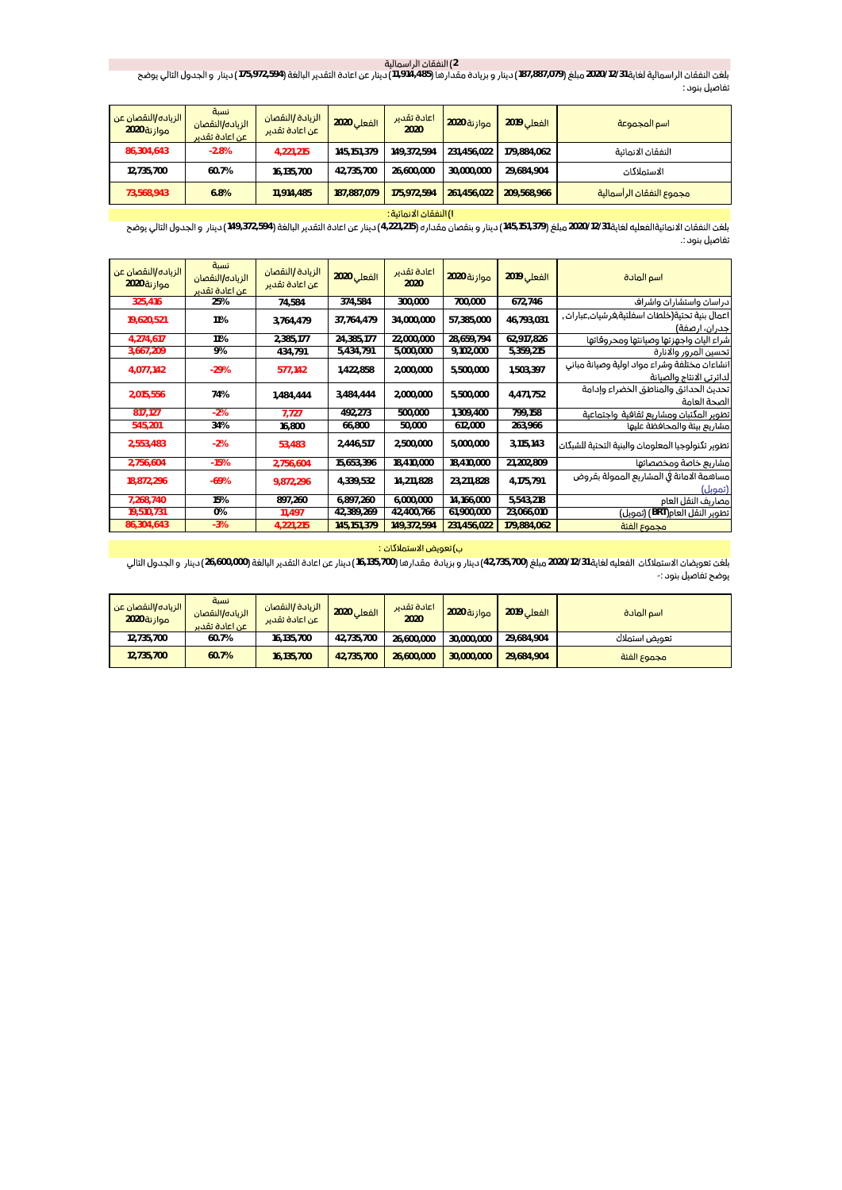## 2) النفقات الراسمالية

بلغت النفقات الراسمالية لغاية **2020/12/31** مبلغ (**187,887,079**) دينار و بزيادة مقدارها (**11,914,485**) دينار عن اعادة التقدير البالغة (**175,972,594**) دينار و الجدول التالي يوضح تفاصيل بنود :

| اسم المجموعة | الفعلي 2019 | موازنة 2020 | اعادة تقدير 2020 | الفعلي 2020 | الزيادة /النقصان عن اعادة تقدير | نسبة الزيادة/النقصان عن اعادة تقدير | الزياده/النقصان عن موازنة 2020 |
|---|---|---|---|---|---|---|---|
| النفقات الانمائية | 179,884,062 | 231,456,022 | 149,372,594 | 145,151,379 | 4,221,215 | -2.8% | 86,304,643 |
| الاستملاكات | 29,684,904 | 30,000,000 | 26,600,000 | 42,735,700 | 16,135,700 | 60.7% | 12,735,700 |
| مجموع النفقات الرأسمالية | 209,568,966 | 261,456,022 | 175,972,594 | 187,887,079 | 11,914,485 | 6.8% | 73,568,943 |

### ا) النفقات الانمائية :

بلغت النفقات الانمائيةالفعليه لغاية **2020/12/31** مبلغ (**145,151,379**) دينار و بنقصان مقداره (**4,221,215**) دينار عن اعادة التقدير البالغة (**149,372,594**) دينار و الجدول التالي يوضح تفاصيل بنود :.

| اسم المادة | الفعلي 2019 | موازنة 2020 | اعادة تقدير 2020 | الفعلي 2020 | الزيادة /النقصان عن اعادة تقدير | نسبة الزياده/النقصان عن اعادة تقدير | الزياده/النقصان عن موازنة 2020 |
|---|---|---|---|---|---|---|---|
| دراسات واستشارات واشراف | 672,746 | 700,000 | 300,000 | 374,584 | 74,584 | 25% | 325,416 |
| اعمال بنية تحتية(خلطات اسفلتية,فرشيات,عبارات , جدران, ارصفة) | 46,793,031 | 57,385,000 | 34,000,000 | 37,764,479 | 3,764,479 | 11% | 19,620,521 |
| شراء اليات واجهزتها وصيانتها ومحروقاتها | 62,917,826 | 28,659,794 | 22,000,000 | 24,385,177 | 2,385,177 | 11% | 4,274,617 |
| تحسين المرور والانارة | 5,359,215 | 9,102,000 | 5,000,000 | 5,434,791 | 434,791 | 9% | 3,667,209 |
| انشاءات مختلفة وشراء مواد اولية وصيانة مباني لدائرتي الانتاج والصيانة | 1,503,397 | 5,500,000 | 2,000,000 | 1,422,858 | 577,142 | -29% | 4,077,142 |
| تحديث الحدائق والمناطق الخضراء وإدامة الصحة العامة | 4,471,752 | 5,500,000 | 2,000,000 | 3,484,444 | 1,484,444 | 74% | 2,015,556 |
| تطوير المكتبات ومشاريع ثقافية واجتماعية | 799,158 | 1,309,400 | 500,000 | 492,273 | 7,727 | -2% | 817,127 |
| مشاريع بيئة والمحافظة عليها | 263,966 | 612,000 | 50,000 | 66,800 | 16,800 | 34% | 545,201 |
| تطوير تكنولوجيا المعلومات والبنية التحتية للشبكات | 3,115,143 | 5,000,000 | 2,500,000 | 2,446,517 | 53,483 | -2% | 2,553,483 |
| مشاريع خاصة ومخصصاتها | 21,202,809 | 18,410,000 | 18,410,000 | 15,653,396 | 2,756,604 | -15% | 2,756,604 |
| مساهمة الامانة في المشاريع الممولة بقروض (تمويل) | 4,175,791 | 23,211,828 | 14,211,828 | 4,339,532 | 9,872,296 | -69% | 18,872,296 |
| مصاريف النقل العام | 5,543,218 | 14,166,000 | 6,000,000 | 6,897,260 | 897,260 | 15% | 7,268,740 |
| تطوير النقل العام(BRT) (تمويل) | 23,066,010 | 61,900,000 | 42,400,766 | 42,389,269 | 11,497 | 0% | 19,510,731 |
| مجموع الفئة | 179,884,062 | 231,456,022 | 149,372,594 | 145,151,379 | 4,221,215 | -3% | 86,304,643 |

### ب) تعويض الاستملاكات :

بلغت تعويضات الاستملاكات الفعليه لغاية **2020/12/31** مبلغ (**42,735,700**) دينار و بزيادة مقدارها (**16,135,700**) دينار عن اعادة التقدير البالغة (**26,600,000**) دينار و الجدول التالي يوضح تفاصيل بنود :-

| اسم المادة | الفعلي 2019 | موازنة 2020 | اعادة تقدير 2020 | الفعلي 2020 | الزيادة /النقصان عن اعادة تقدير | نسبة الزياده/النقصان عن اعادة تقدير | الزياده/النقصان عن موازنة 2020 |
|---|---|---|---|---|---|---|---|
| تعويض استملاك | 29,684,904 | 30,000,000 | 26,600,000 | 42,735,700 | 16,135,700 | 60.7% | 12,735,700 |
| مجموع الفئة | 29,684,904 | 30,000,000 | 26,600,000 | 42,735,700 | 16,135,700 | 60.7% | 12,735,700 |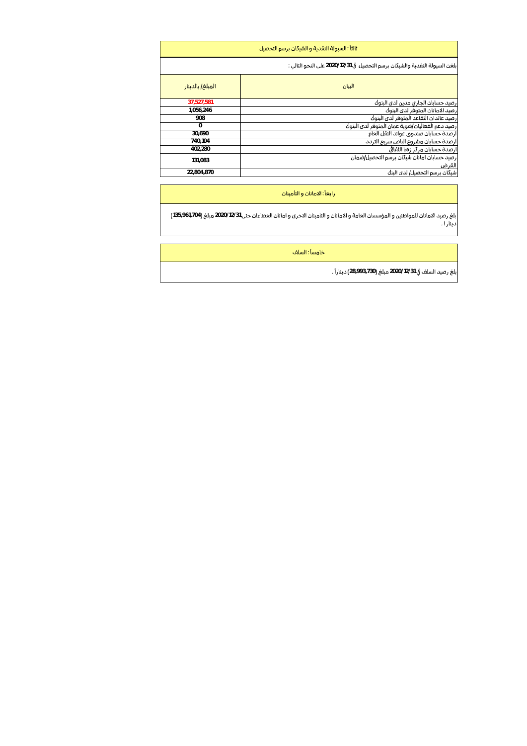## ثالثاً : السيولة النقدية و الشيكات برسم التحصيل

بلغت السيولة النقدية والشيكات برسم التحصيل في **2020/12/31** على النحو التالي :

| البيان | المبلغ/ بالدينار |
|---|---|
| رصيد حسابات الجاري مدين لدى البنوك | **37,527,581** |
| رصيد الامانات المتوفر لدى البنوك | **1,056,246** |
| رصيد عائدات التقاعد المتوفر لدى البنوك | **908** |
| رصيد دعم الفعاليات/هوية عمان المتوفر لدى البنوك | **0** |
| ارصدة حسابات صندوق عوائد النقل العام | **30,690** |
| ارصدة حسابات مشروع الباص سريع التردد | **740,104** |
| ارصدة حسابات مركز زها الثقافي | **402,280** |
| رصيد حسابات امانات شيكات برسم التحصيل/ضمان القرض | **131,083** |
| شيكات برسم التحصيل/ لدى البنك | **22,804,870** |

## رابعاً : الامانات و التأمينات

بلغ رصيد الامانات للمواطنين و المؤسسات العامة و الامانات و التامينات الاخرى و امانات العطاءات حتى**2020/12/31** مبلغ (**135,961,704** ) دينار ا .

## خامساً : السلف

بلغ رصيد السلف في**2020/12/31** مبلغ (**28,993,730**) ديناراً .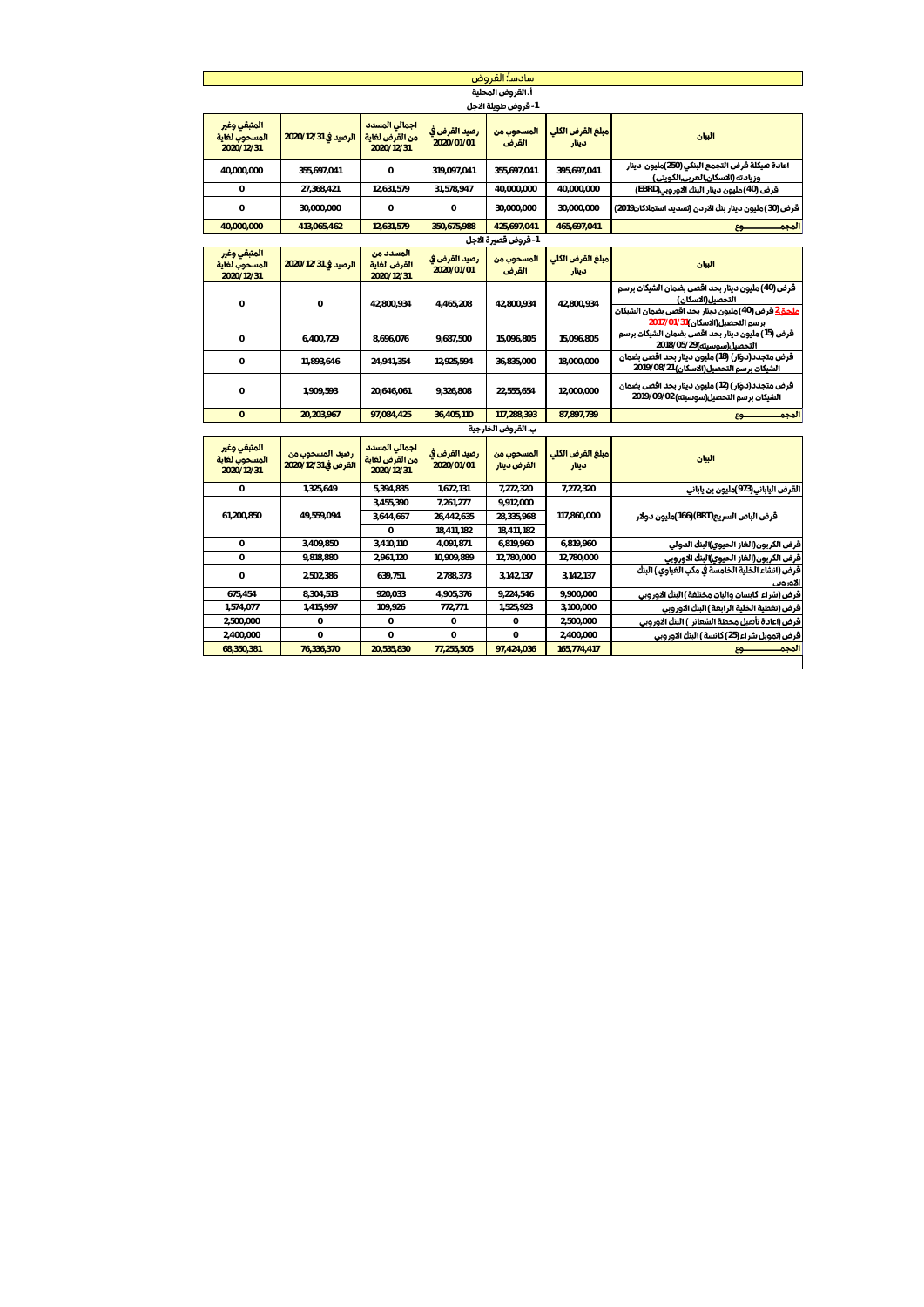## سادساً: القروض

### أ. القروض المحلية

#### 1- قروض طويلة الاجل

| البيان | مبلغ القرض الكلي دينار | المسحوب من القرض | رصيد القرض في 2020/01/01 | اجمالي المسدد من القرض لغاية 2020/12/31 | الرصيد في 2020/12/31 | المتبقي وغير المسحوب لغاية 2020/12/31 |
|---|---|---|---|---|---|---|
| اعادة هيكلة قرض التجمع البنكي (250)مليون دينار وزيادته (الاسكان،العربي،الكويتي) | 395,697,041 | 355,697,041 | 319,097,041 | 0 | 355,697,041 | 40,000,000 |
| قرض (40)مليون دينار البنك الاوروبي(EBRD) | 40,000,000 | 40,000,000 | 31,578,947 | 12,631,579 | 27,368,421 | 0 |
| قرض (30) مليون دينار بنك الاردن (تسديد استملاكات2019) | 30,000,000 | 30,000,000 | 0 | 0 | 30,000,000 | 0 |
| المجمـــــــــــــوع | 465,697,041 | 425,697,041 | 350,675,988 | 12,631,579 | 413,065,462 | 40,000,000 |

#### 1- قروض قصيرة الاجل

| البيان | مبلغ القرض الكلي دينار | المسحوب من القرض | رصيد القرض في 2020/01/01 | المسدد من القرض لغاية 2020/12/31 | الرصيد في 2020/12/31 | المتبقي وغير المسحوب لغاية 2020/12/31 |
|---|---|---|---|---|---|---|
| قرض (40) مليون دينار بحد اقصى بضمان الشيكات برسم التحصيل(الاسكان) / ملحق2 قرض (40) مليون دينار بحد اقصى بضمان الشيكات برسم التحصيل(الاسكان)2017/01/31 | 42,800,934 | 42,800,934 | 4,465,208 | 42,800,934 | 0 | 0 |
| قرض (15) مليون دينار بحد اقصى بضمان الشيكات برسم التحصيل(سوسيته)2018/05/29 | 15,096,805 | 15,096,805 | 9,687,500 | 8,696,076 | 6,400,729 | 0 |
| قرض متجدد(دوار) (18) مليون دينار بحد اقصى بضمان الشيكات برسم التحصيل(الاسكان)2019/08/21 | 18,000,000 | 36,835,000 | 12,925,594 | 24,941,354 | 11,893,646 | 0 |
| قرض متجدد(دوار) (12) مليون دينار بحد اقصى بضمان الشيكات برسم التحصيل(سوسيته)2019/09/02 | 12,000,000 | 22,555,654 | 9,326,808 | 20,646,061 | 1,909,593 | 0 |
| المجمـــــــــــــوع | 87,897,739 | 117,288,393 | 36,405,110 | 97,084,425 | 20,203,967 | 0 |

### ب. القروض الخارجية

| البيان | مبلغ القرض الكلي دينار | المسحوب من القرض دينار | رصيد القرض في 2020/01/01 | اجمالي المسدد من القرض لغاية 2020/12/31 | رصيد المسحوب من القرض في 2020/12/31 | المتبقي وغير المسحوب لغاية 2020/12/31 |
|---|---|---|---|---|---|---|
| القرض الياباني(973)مليون ين ياباني | 7,272,320 | 7,272,320 | 1,672,131 | 5,394,835 | 1,325,649 | 0 |
| قرض الباص السريع(BRT)(166)مليون دولار | 117,860,000 | 9,912,000 | 7,261,277 | 3,455,390 | 49,559,094 | 61,200,850 |
| | | 28,335,968 | 26,442,635 | 3,644,667 | | |
| | | 18,411,182 | 18,411,182 | 0 | | |
| قرض الكربون(الغاز الحيوي)البنك الدولي | 6,819,960 | 6,819,960 | 4,091,871 | 3,410,110 | 3,409,850 | 0 |
| قرض الكربون(الغاز الحيوي)البنك الاوروبي | 12,780,000 | 12,780,000 | 10,909,889 | 2,961,120 | 9,818,880 | 0 |
| قرض (انشاء الخلية الخامسة في مكب الغباوي ) البنك الاوروبي | 3,142,137 | 3,142,137 | 2,788,373 | 639,751 | 2,502,386 | 0 |
| قرض (شراء كابسات واليات مخلفة) البنك الاوروبي | 9,900,000 | 9,224,546 | 4,905,376 | 920,033 | 8,304,513 | 675,454 |
| قرض (تغطية الخلية الرابعة) البنك الاوروبي | 3,100,000 | 1,525,923 | 772,771 | 109,926 | 1,415,997 | 1,574,077 |
| قرض (اعادة تأهيل محطة الشعاثر ) البنك الاوروبي | 2,500,000 | 0 | 0 | 0 | 0 | 2,500,000 |
| قرض (تمويل شراء (25) كانسة) البنك الاوروبي | 2,400,000 | 0 | 0 | 0 | 0 | 2,400,000 |
| المجمـــــــــــــوع | 165,774,417 | 97,424,036 | 77,255,505 | 20,535,830 | 76,336,370 | 68,350,381 |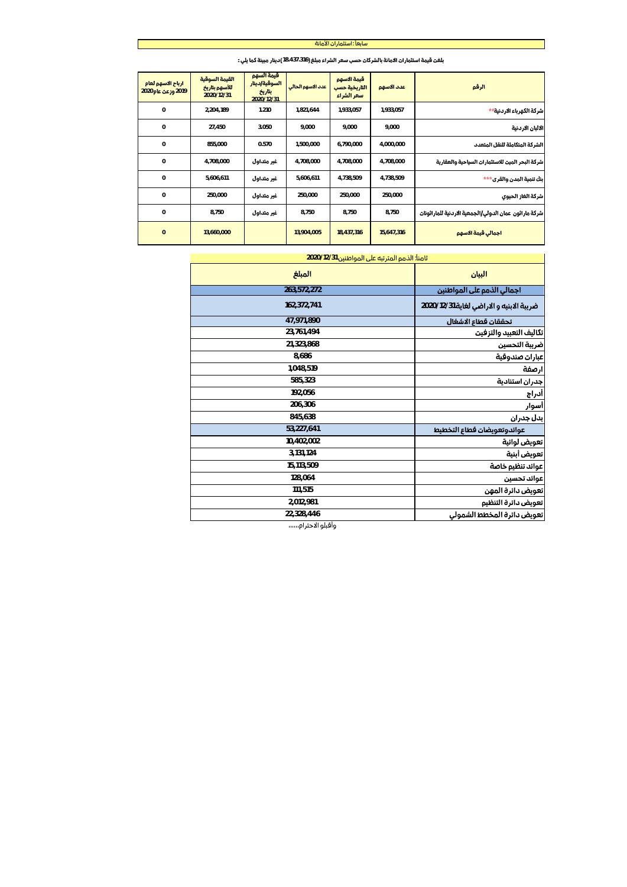## سابعاً : استثمارات الأمانة

**بلغت قيمة استثمارات الامانة بالشركات حسب سعر الشراء مبلغ (18.437.316 )دينار مبينة كما يلي :**

| الرقم | عدد الاسهم | قيمة الاسهم التاريخية حسب سعر الشراء | عدد الاسهم الحالي | قيمة السهم السوقية/دينار بتاريخ 2020/12/31 | القيمة السوقية للأسهم بتاريخ 2020/12/31 | ارباح الاسهم لعام 2019 وزعت عام2020 |
|---|---|---|---|---|---|---|
| شركة الكهرباء الاردنية** | 1,933,057 | 1,933,057 | 1,821,644 | 1.210 | 2,204,189 | 0 |
| الالبان الاردنية | 9,000 | 9,000 | 9,000 | 3.050 | 27,450 | 0 |
| الشركة المتكاملة للنقل المتعدد | 4,000,000 | 6,790,000 | 1,500,000 | 0.570 | 855,000 | 0 |
| شركة البحر الميت للاستثمارات السياحية والعقارية | 4,708,000 | 4,708,000 | 4,708,000 | غير متداول | 4,708,000 | 0 |
| بنك تنمية المدن والقرى*** | 4,738,509 | 4,738,509 | 5,606,611 | غير متداول | 5,606,611 | 0 |
| شركة الغاز الحيوي | 250,000 | 250,000 | 250,000 | غير متداول | 250,000 | 0 |
| شركة ماراثون عمان الدولي/الجمعية الاردنية للماراثونات | 8,750 | 8,750 | 8,750 | غير متداول | 8,750 | 0 |
| اجمالي قيمة الاسهم | 15,647,316 | 18,437,316 | 13,904,005 | | 13,660,000 | 0 |

## ثامنا: الذمم المترتبة على المواطنين2020/12/31

| البيان | المبلغ |
|---|---|
| اجمالي الذمم على المواطنين | 263,572,272 |
| ضريبة الابنيه و الاراضي لغاية2020/12/31 | 162,372,741 |
| تحققات قطاع الاشغال | 47,971,890 |
| تكاليف التعبيد والتزفيت | 23,761,494 |
| ضريبة التحسين | 21,323,868 |
| عبارات صندوقية | 8,686 |
| ارصفة | 1,048,519 |
| جدران استنادية | 585,323 |
| أدراج | 192,056 |
| أسوار | 206,306 |
| بدل جدران | 845,638 |
| عوائدوتعويضات قطاع التخطيط | 53,227,641 |
| تعويض لوائية | 10,402,002 |
| تعويض أبنية | 3,131,124 |
| عوائد تنظيم خاصة | 15,113,509 |
| عوائد تحسين | 128,064 |
| تعويض دائرة المهن | 111,515 |
| تعويض دائرة التنظيم | 2,012,981 |
| تعويض دائرة المخطط الشمولي | 22,328,446 |

وأقبلوا الاحترام,,,,,,